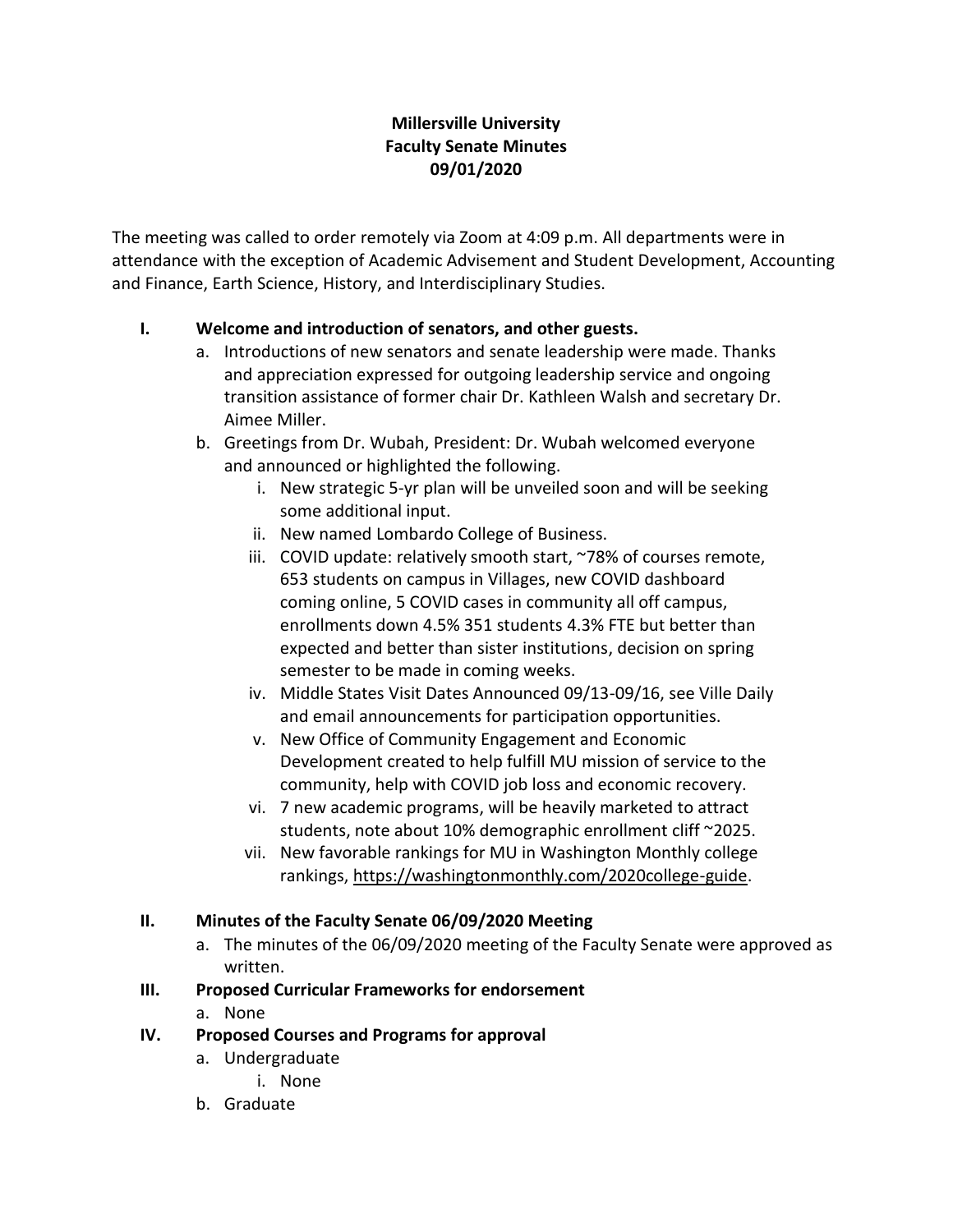# Millersville University
## Faculty Senate Minutes
## 09/01/2020

The meeting was called to order remotely via Zoom at 4:09 p.m. All departments were in attendance with the exception of Academic Advisement and Student Development, Accounting and Finance, Earth Science, History, and Interdisciplinary Studies.

I. **Welcome and introduction of senators, and other guests.**
   a. Introductions of new senators and senate leadership were made. Thanks and appreciation expressed for outgoing leadership service and ongoing transition assistance of former chair Dr. Kathleen Walsh and secretary Dr. Aimee Miller.
   b. Greetings from Dr. Wubah, President: Dr. Wubah welcomed everyone and announced or highlighted the following.
      i. New strategic 5-yr plan will be unveiled soon and will be seeking some additional input.
      ii. New named Lombardo College of Business.
      iii. COVID update: relatively smooth start, ~78% of courses remote, 653 students on campus in Villages, new COVID dashboard coming online, 5 COVID cases in community all off campus, enrollments down 4.5% 351 students 4.3% FTE but better than expected and better than sister institutions, decision on spring semester to be made in coming weeks.
      iv. Middle States Visit Dates Announced 09/13-09/16, see Ville Daily and email announcements for participation opportunities.
      v. New Office of Community Engagement and Economic Development created to help fulfill MU mission of service to the community, help with COVID job loss and economic recovery.
      vi. 7 new academic programs, will be heavily marketed to attract students, note about 10% demographic enrollment cliff ~2025.
      vii. New favorable rankings for MU in Washington Monthly college rankings, https://washingtonmonthly.com/2020college-guide.

II. **Minutes of the Faculty Senate 06/09/2020 Meeting**
   a. The minutes of the 06/09/2020 meeting of the Faculty Senate were approved as written.

III. **Proposed Curricular Frameworks for endorsement**
   a. None

IV. **Proposed Courses and Programs for approval**
   a. Undergraduate
      i. None
   b. Graduate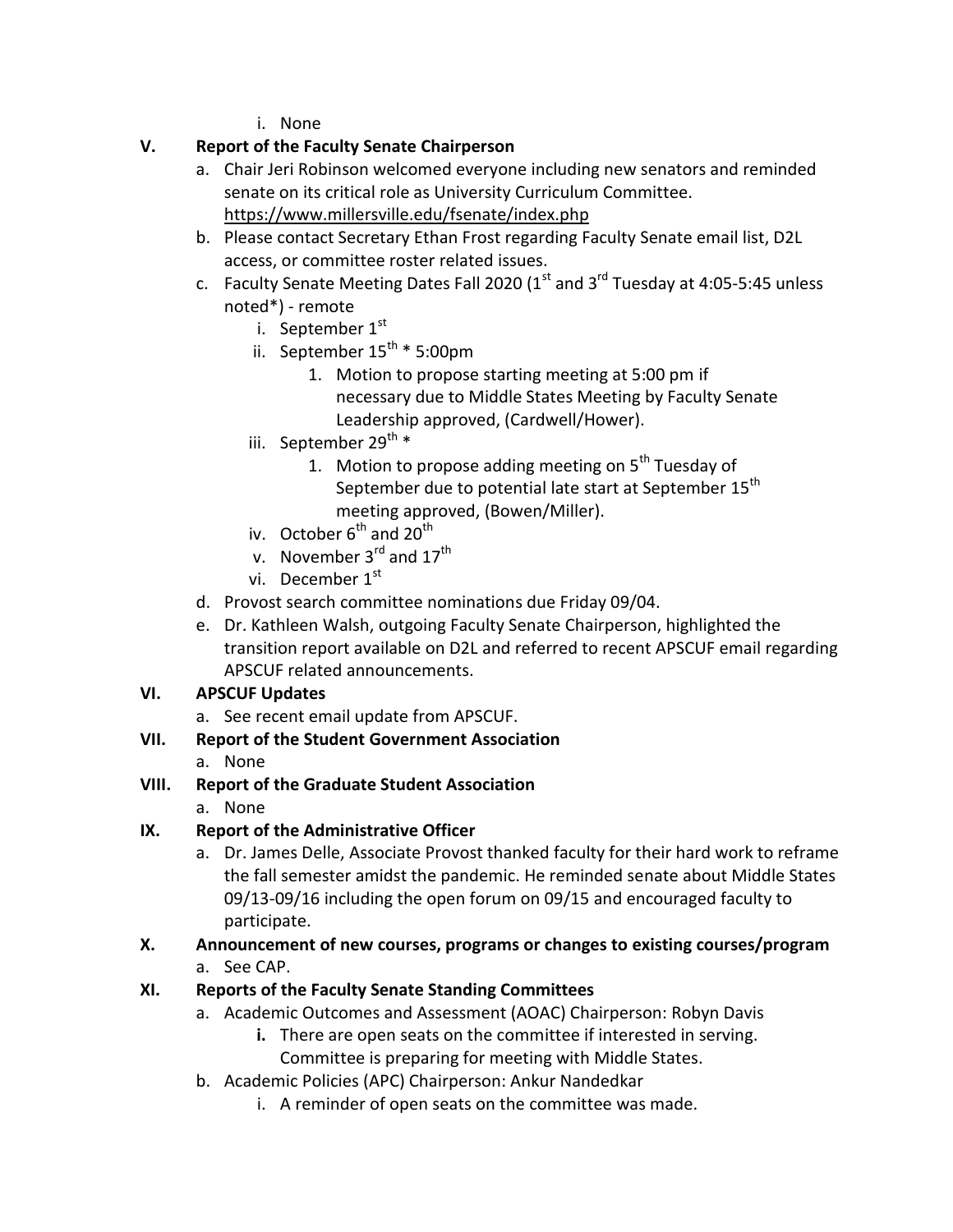i. None

**V. Report of the Faculty Senate Chairperson**

   a. Chair Jeri Robinson welcomed everyone including new senators and reminded senate on its critical role as University Curriculum Committee. https://www.millersville.edu/fsenate/index.php
   b. Please contact Secretary Ethan Frost regarding Faculty Senate email list, D2L access, or committee roster related issues.
   c. Faculty Senate Meeting Dates Fall 2020 (1st and 3rd Tuesday at 4:05-5:45 unless noted*) - remote
      i. September 1st
      ii. September 15th * 5:00pm
         1. Motion to propose starting meeting at 5:00 pm if necessary due to Middle States Meeting by Faculty Senate Leadership approved, (Cardwell/Hower).
      iii. September 29th *
         1. Motion to propose adding meeting on 5th Tuesday of September due to potential late start at September 15th meeting approved, (Bowen/Miller).
      iv. October 6th and 20th
      v. November 3rd and 17th
      vi. December 1st
   d. Provost search committee nominations due Friday 09/04.
   e. Dr. Kathleen Walsh, outgoing Faculty Senate Chairperson, highlighted the transition report available on D2L and referred to recent APSCUF email regarding APSCUF related announcements.

**VI. APSCUF Updates**

   a. See recent email update from APSCUF.

**VII. Report of the Student Government Association**

   a. None

**VIII. Report of the Graduate Student Association**

   a. None

**IX. Report of the Administrative Officer**

   a. Dr. James Delle, Associate Provost thanked faculty for their hard work to reframe the fall semester amidst the pandemic. He reminded senate about Middle States 09/13-09/16 including the open forum on 09/15 and encouraged faculty to participate.

**X. Announcement of new courses, programs or changes to existing courses/program**

   a. See CAP.

**XI. Reports of the Faculty Senate Standing Committees**

   a. Academic Outcomes and Assessment (AOAC) Chairperson: Robyn Davis
      **i.** There are open seats on the committee if interested in serving. Committee is preparing for meeting with Middle States.
   b. Academic Policies (APC) Chairperson: Ankur Nandedkar
      i. A reminder of open seats on the committee was made.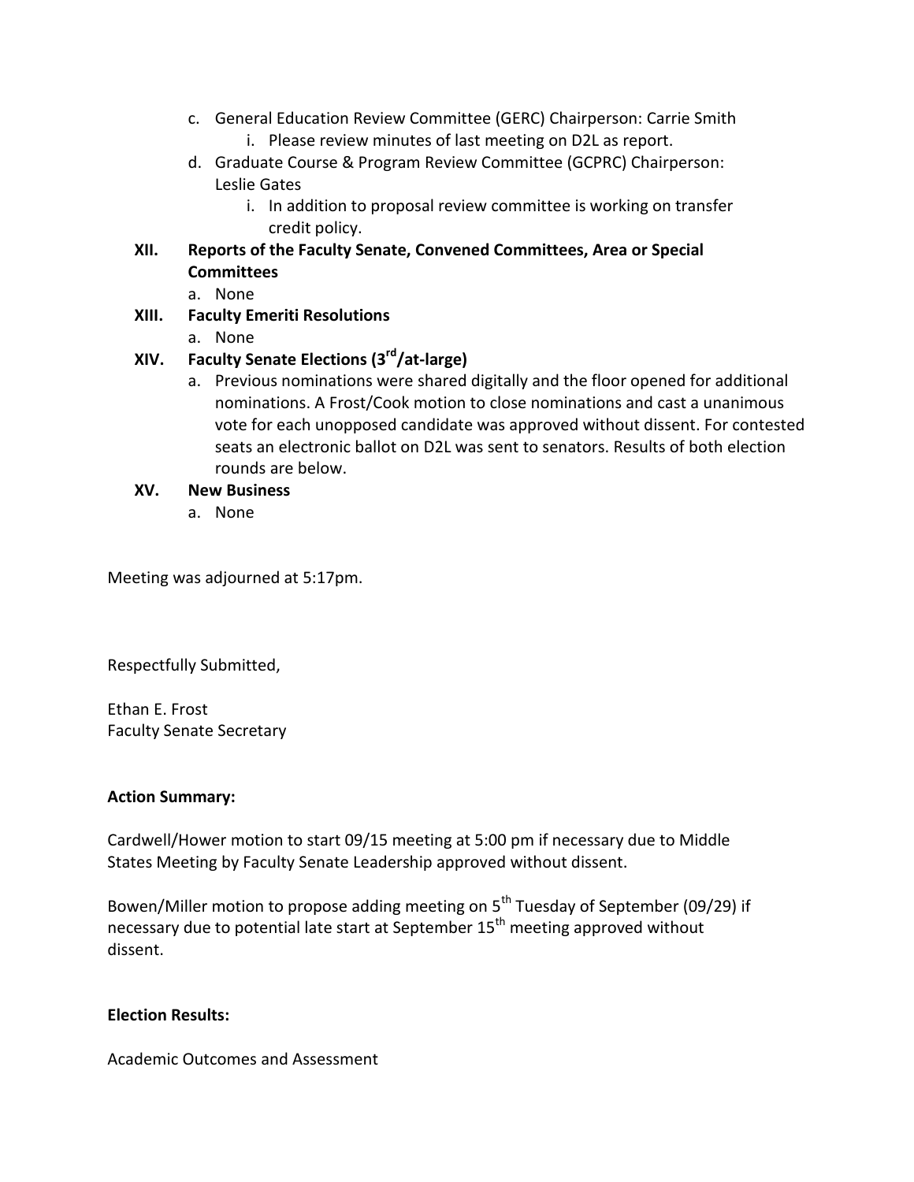c. General Education Review Committee (GERC) Chairperson: Carrie Smith
   i. Please review minutes of last meeting on D2L as report.

d. Graduate Course & Program Review Committee (GCPRC) Chairperson: Leslie Gates
   i. In addition to proposal review committee is working on transfer credit policy.

**XII. Reports of the Faculty Senate, Convened Committees, Area or Special Committees**

a. None

**XIII. Faculty Emeriti Resolutions**

a. None

**XIV. Faculty Senate Elections (3rd/at-large)**

a. Previous nominations were shared digitally and the floor opened for additional nominations. A Frost/Cook motion to close nominations and cast a unanimous vote for each unopposed candidate was approved without dissent. For contested seats an electronic ballot on D2L was sent to senators. Results of both election rounds are below.

**XV. New Business**

a. None

Meeting was adjourned at 5:17pm.

Respectfully Submitted,

Ethan E. Frost
Faculty Senate Secretary

**Action Summary:**

Cardwell/Hower motion to start 09/15 meeting at 5:00 pm if necessary due to Middle States Meeting by Faculty Senate Leadership approved without dissent.

Bowen/Miller motion to propose adding meeting on 5th Tuesday of September (09/29) if necessary due to potential late start at September 15th meeting approved without dissent.

**Election Results:**

Academic Outcomes and Assessment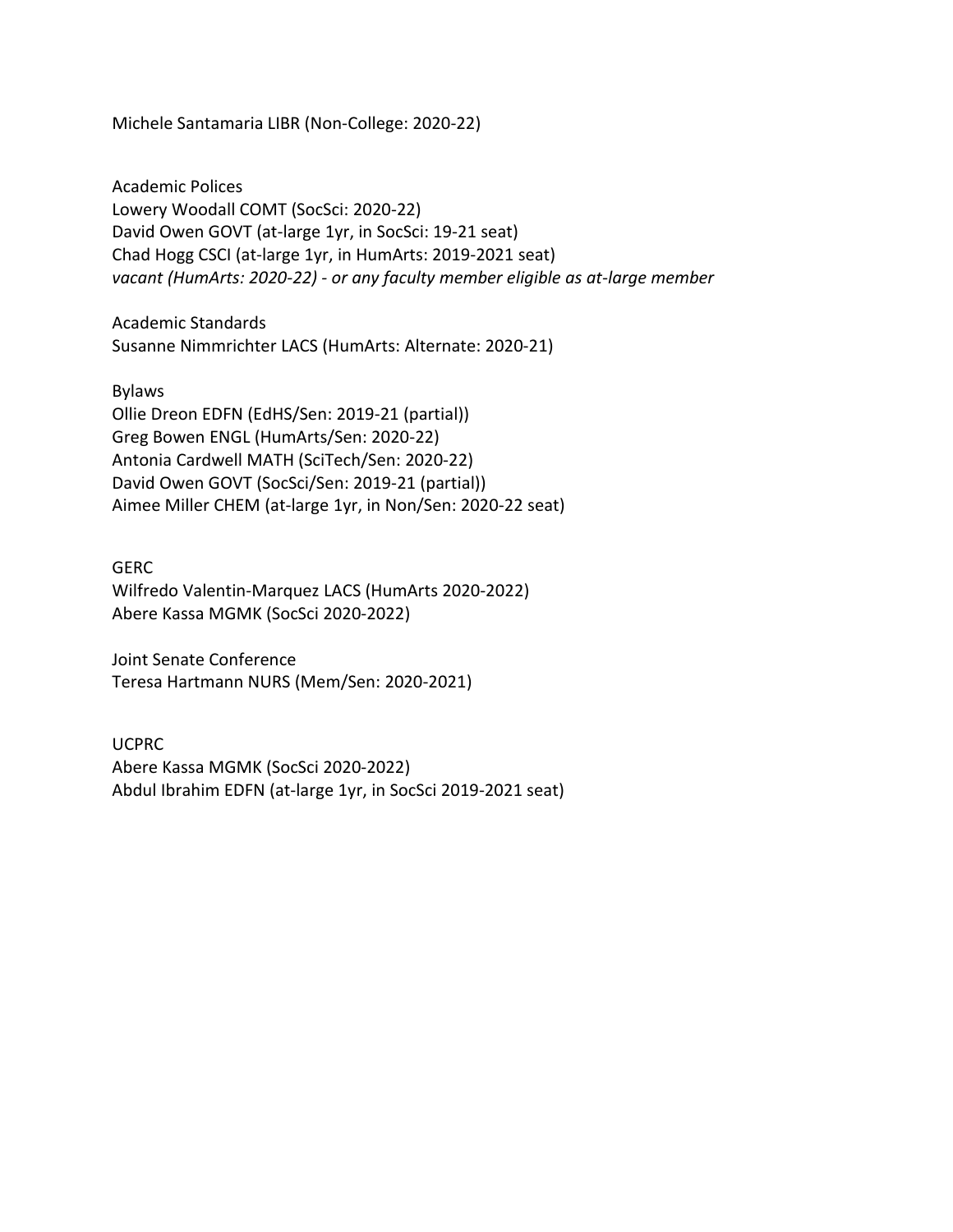Michele Santamaria LIBR (Non-College: 2020-22)

Academic Polices

Lowery Woodall COMT (SocSci: 2020-22)

David Owen GOVT (at-large 1yr, in SocSci: 19-21 seat)

Chad Hogg CSCI (at-large 1yr, in HumArts: 2019-2021 seat)

*vacant (HumArts: 2020-22) - or any faculty member eligible as at-large member*

Academic Standards

Susanne Nimmrichter LACS (HumArts: Alternate: 2020-21)

Bylaws

Ollie Dreon EDFN (EdHS/Sen: 2019-21 (partial))

Greg Bowen ENGL (HumArts/Sen: 2020-22)

Antonia Cardwell MATH (SciTech/Sen: 2020-22)

David Owen GOVT (SocSci/Sen: 2019-21 (partial))

Aimee Miller CHEM (at-large 1yr, in Non/Sen: 2020-22 seat)

GERC

Wilfredo Valentin-Marquez LACS (HumArts 2020-2022)

Abere Kassa MGMK (SocSci 2020-2022)

Joint Senate Conference

Teresa Hartmann NURS (Mem/Sen: 2020-2021)

UCPRC

Abere Kassa MGMK (SocSci 2020-2022)

Abdul Ibrahim EDFN (at-large 1yr, in SocSci 2019-2021 seat)